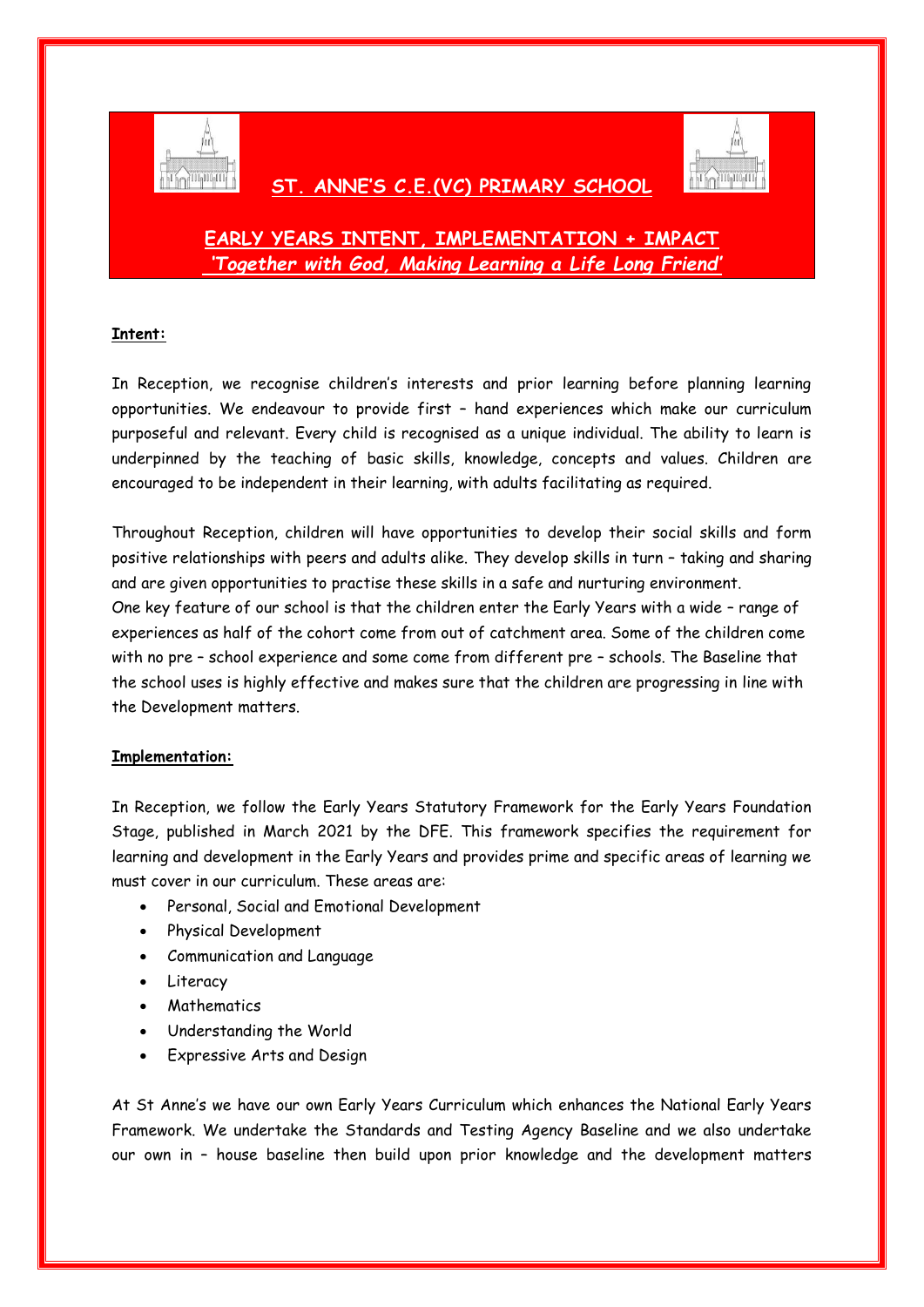# ST. ANNE'S C.E.(VC) PRIMARY SCHOOL

## EARLY YEARS INTENT, IMPLEMENTATION + IMPACT

***'Together with God, Making Learning a Life Long Friend'***

**Intent:**

In Reception, we recognise children's interests and prior learning before planning learning opportunities. We endeavour to provide first – hand experiences which make our curriculum purposeful and relevant. Every child is recognised as a unique individual. The ability to learn is underpinned by the teaching of basic skills, knowledge, concepts and values. Children are encouraged to be independent in their learning, with adults facilitating as required.

Throughout Reception, children will have opportunities to develop their social skills and form positive relationships with peers and adults alike. They develop skills in turn – taking and sharing and are given opportunities to practise these skills in a safe and nurturing environment.
One key feature of our school is that the children enter the Early Years with a wide – range of experiences as half of the cohort come from out of catchment area. Some of the children come with no pre – school experience and some come from different pre – schools. The Baseline that the school uses is highly effective and makes sure that the children are progressing in line with the Development matters.

**Implementation:**

In Reception, we follow the Early Years Statutory Framework for the Early Years Foundation Stage, published in March 2021 by the DFE. This framework specifies the requirement for learning and development in the Early Years and provides prime and specific areas of learning we must cover in our curriculum. These areas are:

- Personal, Social and Emotional Development
- Physical Development
- Communication and Language
- Literacy
- Mathematics
- Understanding the World
- Expressive Arts and Design

At St Anne's we have our own Early Years Curriculum which enhances the National Early Years Framework. We undertake the Standards and Testing Agency Baseline and we also undertake our own in – house baseline then build upon prior knowledge and the development matters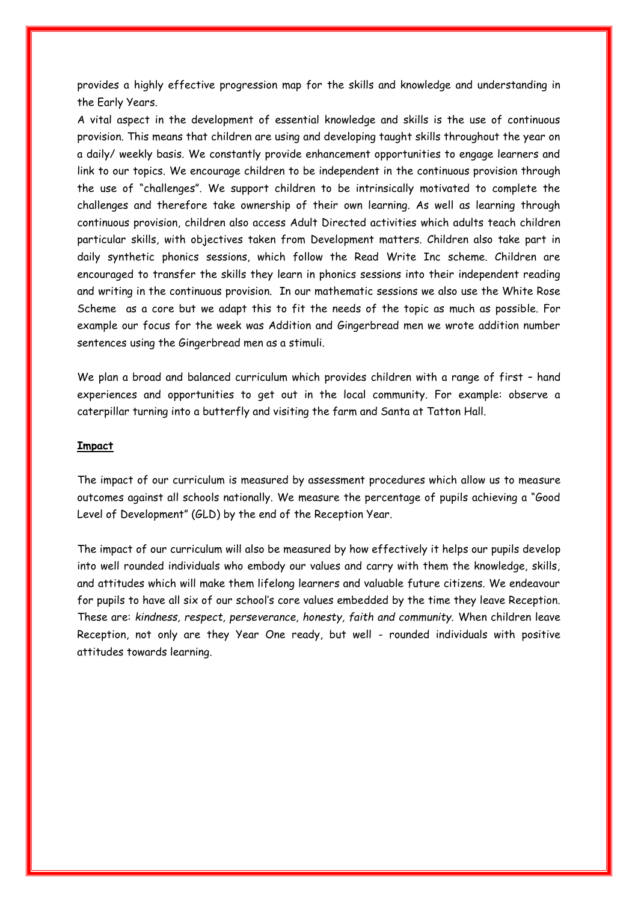provides a highly effective progression map for the skills and knowledge and understanding in the Early Years.

A vital aspect in the development of essential knowledge and skills is the use of continuous provision. This means that children are using and developing taught skills throughout the year on a daily/ weekly basis. We constantly provide enhancement opportunities to engage learners and link to our topics. We encourage children to be independent in the continuous provision through the use of "challenges". We support children to be intrinsically motivated to complete the challenges and therefore take ownership of their own learning. As well as learning through continuous provision, children also access Adult Directed activities which adults teach children particular skills, with objectives taken from Development matters. Children also take part in daily synthetic phonics sessions, which follow the Read Write Inc scheme. Children are encouraged to transfer the skills they learn in phonics sessions into their independent reading and writing in the continuous provision. In our mathematic sessions we also use the White Rose Scheme as a core but we adapt this to fit the needs of the topic as much as possible. For example our focus for the week was Addition and Gingerbread men we wrote addition number sentences using the Gingerbread men as a stimuli.

We plan a broad and balanced curriculum which provides children with a range of first – hand experiences and opportunities to get out in the local community. For example: observe a caterpillar turning into a butterfly and visiting the farm and Santa at Tatton Hall.

**Impact**

The impact of our curriculum is measured by assessment procedures which allow us to measure outcomes against all schools nationally. We measure the percentage of pupils achieving a "Good Level of Development" (GLD) by the end of the Reception Year.

The impact of our curriculum will also be measured by how effectively it helps our pupils develop into well rounded individuals who embody our values and carry with them the knowledge, skills, and attitudes which will make them lifelong learners and valuable future citizens. We endeavour for pupils to have all six of our school's core values embedded by the time they leave Reception. These are: *kindness, respect, perseverance, honesty, faith and community.* When children leave Reception, not only are they Year One ready, but well - rounded individuals with positive attitudes towards learning.